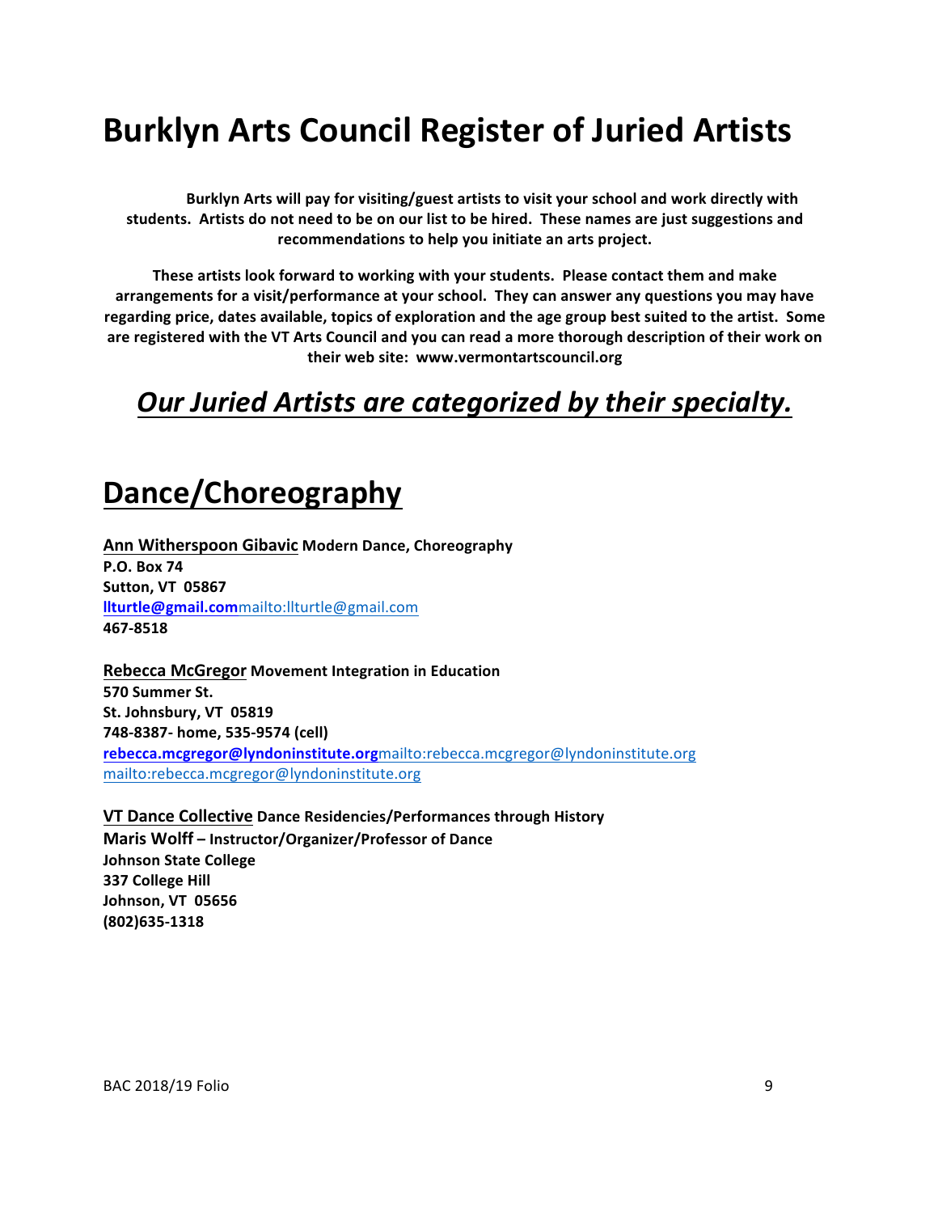# Burklyn Arts Council Register of Juried Artists

**Burklyn Arts will pay for visiting/guest artists to visit your school and work directly with students. Artists do not need to be on our list to be hired. These names are just suggestions and recommendations to help you initiate an arts project.**

**These artists look forward to working with your students. Please contact them and make arrangements for a visit/performance at your school. They can answer any questions you may have regarding price, dates available, topics of exploration and the age group best suited to the artist. Some are registered with the VT Arts Council and you can read a more thorough description of their work on their web site: www.vermontartscouncil.org**

## ***Our Juried Artists are categorized by their specialty.***

## Dance/Choreography

**Ann Witherspoon Gibavic Modern Dance, Choreography**
**P.O. Box 74**
**Sutton, VT 05867**
**llturtle@gmail.com**mailto:llturtle@gmail.com
**467-8518**

**Rebecca McGregor Movement Integration in Education**
**570 Summer St.**
**St. Johnsbury, VT 05819**
**748-8387- home, 535-9574 (cell)**
**rebecca.mcgregor@lyndoninstitute.org**mailto:rebecca.mcgregor@lyndoninstitute.org
mailto:rebecca.mcgregor@lyndoninstitute.org

**VT Dance Collective Dance Residencies/Performances through History**
**Maris Wolff – Instructor/Organizer/Professor of Dance**
**Johnson State College**
**337 College Hill**
**Johnson, VT 05656**
**(802)635-1318**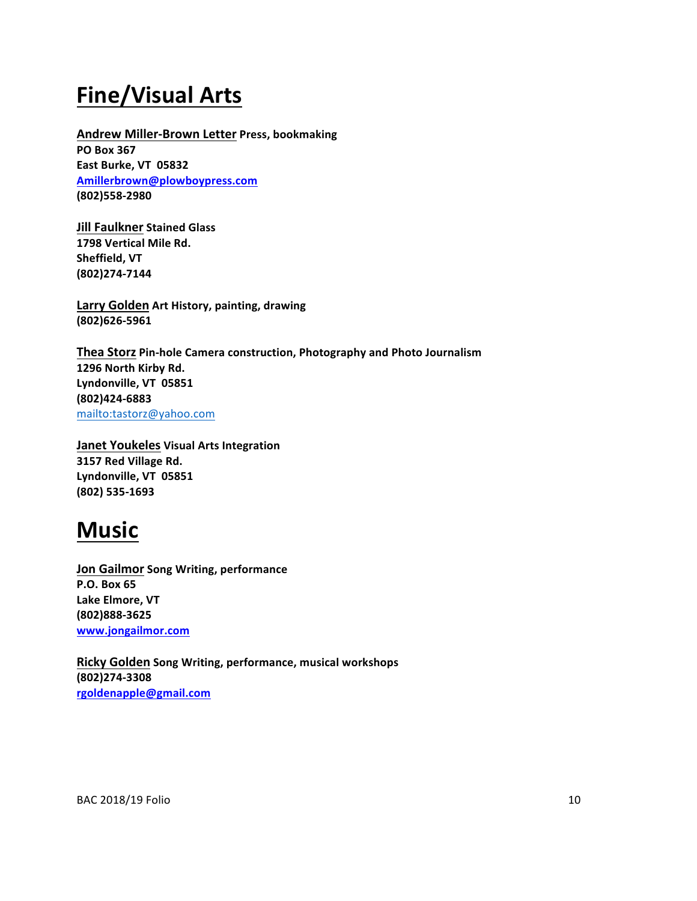# Fine/Visual Arts

**Andrew Miller-Brown Letter Press, bookmaking**
**PO Box 367**
**East Burke, VT 05832**
**Amillerbrown@plowboypress.com**
**(802)558-2980**

**Jill Faulkner Stained Glass**
**1798 Vertical Mile Rd.**
**Sheffield, VT**
**(802)274-7144**

**Larry Golden Art History, painting, drawing**
**(802)626-5961**

**Thea Storz Pin-hole Camera construction, Photography and Photo Journalism**
**1296 North Kirby Rd.**
**Lyndonville, VT 05851**
**(802)424-6883**
mailto:tastorz@yahoo.com

**Janet Youkeles Visual Arts Integration**
**3157 Red Village Rd.**
**Lyndonville, VT 05851**
**(802) 535-1693**

# Music

**Jon Gailmor Song Writing, performance**
**P.O. Box 65**
**Lake Elmore, VT**
**(802)888-3625**
**www.jongailmor.com**

**Ricky Golden Song Writing, performance, musical workshops**
**(802)274-3308**
**rgoldenapple@gmail.com**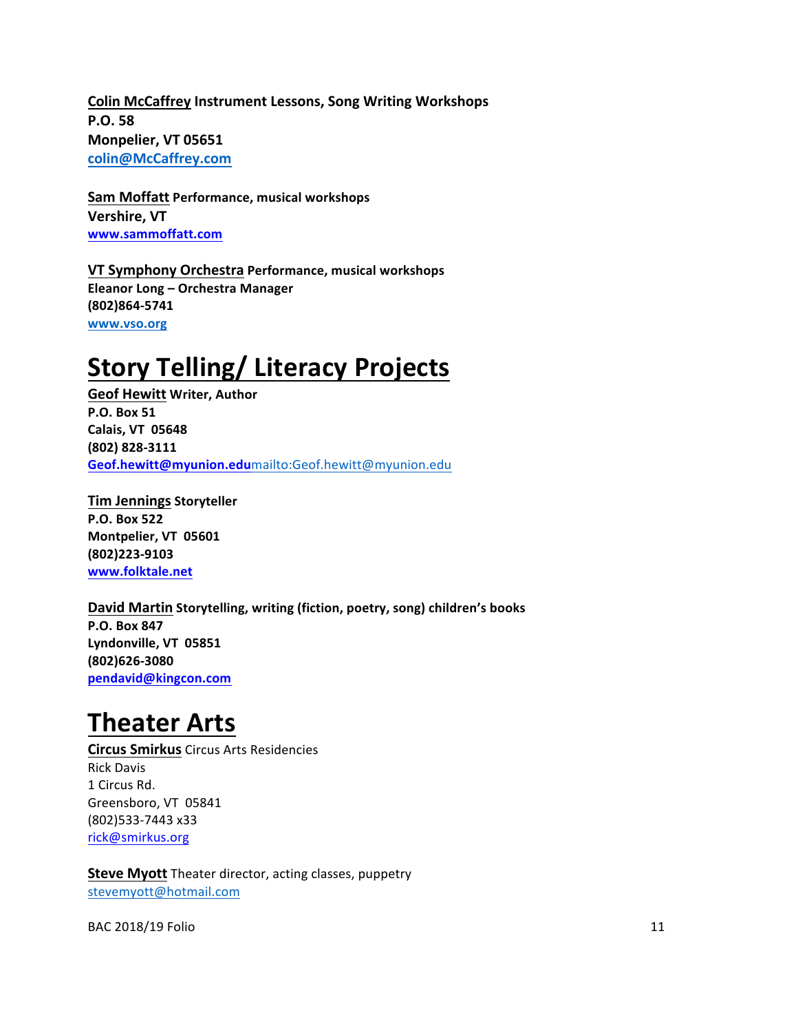**Colin McCaffrey** **Instrument Lessons, Song Writing Workshops**
**P.O. 58**
**Monpelier, VT 05651**
**colin@McCaffrey.com**

**Sam Moffatt** **Performance, musical workshops**
**Vershire, VT**
**www.sammoffatt.com**

**VT Symphony Orchestra** **Performance, musical workshops**
**Eleanor Long – Orchestra Manager**
**(802)864-5741**
**www.vso.org**

# Story Telling/ Literacy Projects

**Geof Hewitt** **Writer, Author**
**P.O. Box 51**
**Calais, VT 05648**
**(802) 828-3111**
**Geof.hewitt@myunion.edu**mailto:Geof.hewitt@myunion.edu

**Tim Jennings** **Storyteller**
**P.O. Box 522**
**Montpelier, VT 05601**
**(802)223-9103**
**www.folktale.net**

**David Martin** **Storytelling, writing (fiction, poetry, song) children's books**
**P.O. Box 847**
**Lyndonville, VT 05851**
**(802)626-3080**
**pendavid@kingcon.com**

# Theater Arts

**Circus Smirkus** Circus Arts Residencies
Rick Davis
1 Circus Rd.
Greensboro, VT 05841
(802)533-7443 x33
rick@smirkus.org

**Steve Myott** Theater director, acting classes, puppetry
stevemyott@hotmail.com